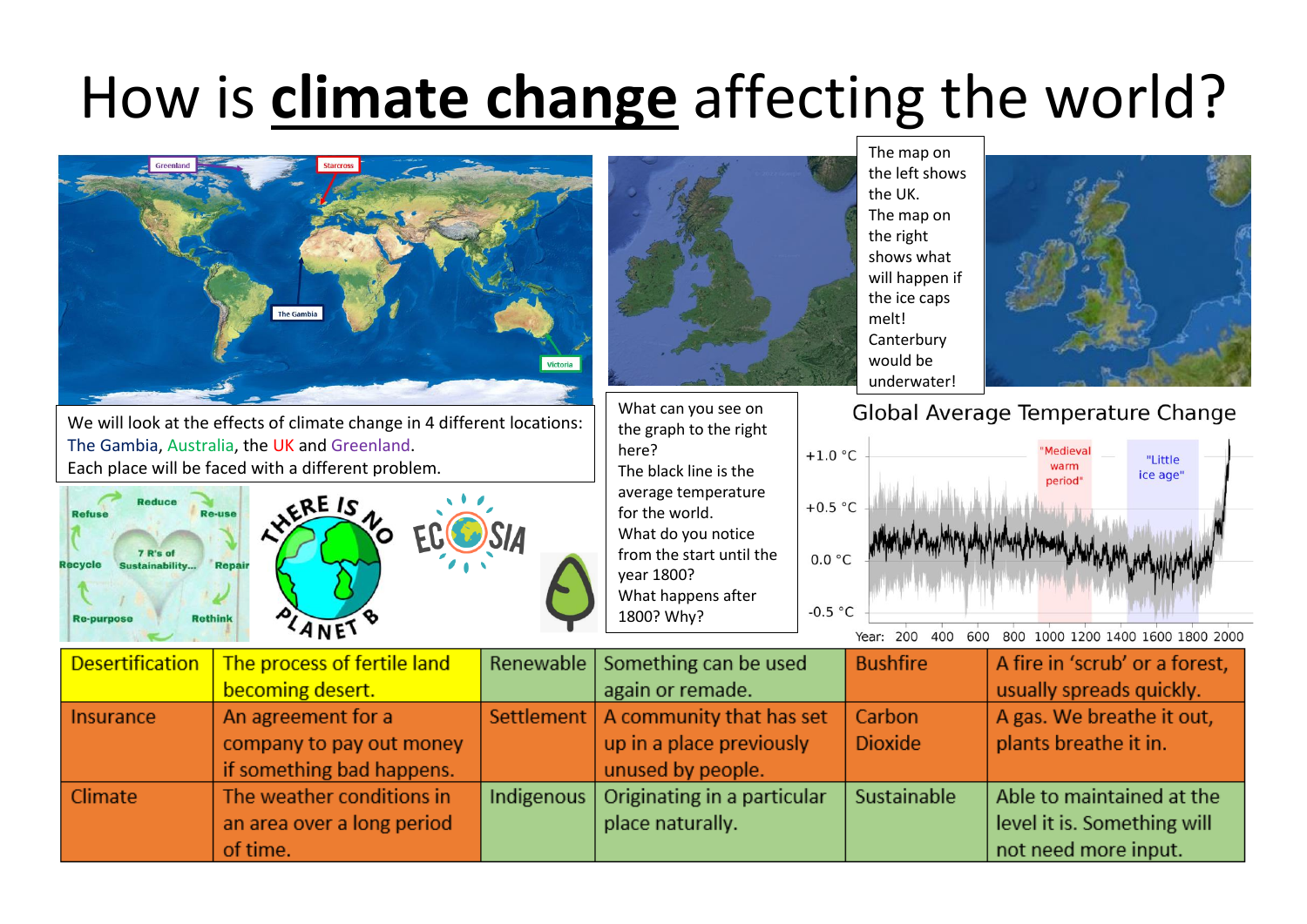# How is **climate change** affecting the world?

The map on the left shows the UK.
The map on the right shows what will happen if the ice caps melt!
Canterbury would be underwater!

We will look at the effects of climate change in 4 different locations: The Gambia, Australia, the UK and Greenland.
Each place will be faced with a different problem.

What can you see on the graph to the right here?
The black line is the average temperature for the world.
What do you notice from the start until the year 1800?
What happens after 1800? Why?

| Desertification | The process of fertile land becoming desert. | Renewable | Something can be used again or remade. | Bushfire | A fire in 'scrub' or a forest, usually spreads quickly. |
|---|---|---|---|---|---|
| Insurance | An agreement for a company to pay out money if something bad happens. | Settlement | A community that has set up in a place previously unused by people. | Carbon Dioxide | A gas. We breathe it out, plants breathe it in. |
| Climate | The weather conditions in an area over a long period of time. | Indigenous | Originating in a particular place naturally. | Sustainable | Able to maintained at the level it is. Something will not need more input. |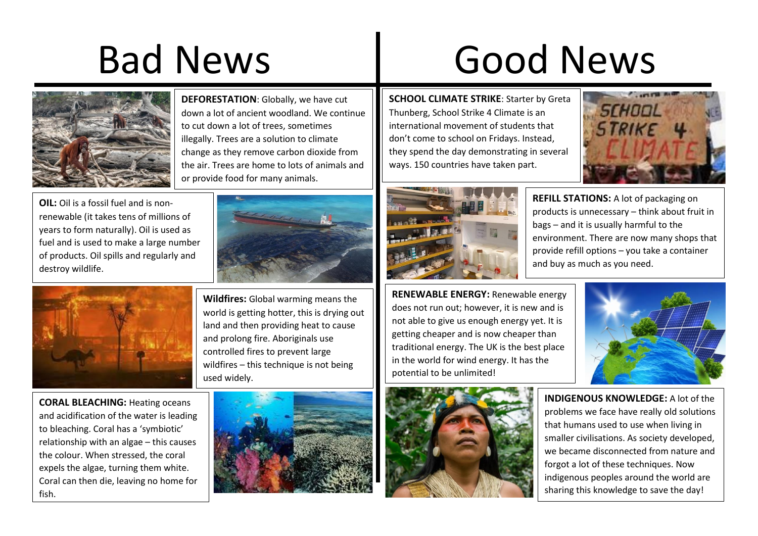# Bad News

**DEFORESTATION**: Globally, we have cut down a lot of ancient woodland. We continue to cut down a lot of trees, sometimes illegally. Trees are a solution to climate change as they remove carbon dioxide from the air. Trees are home to lots of animals and or provide food for many animals.

**OIL:** Oil is a fossil fuel and is non-renewable (it takes tens of millions of years to form naturally). Oil is used as fuel and is used to make a large number of products. Oil spills and regularly and destroy wildlife.

**Wildfires:** Global warming means the world is getting hotter, this is drying out land and then providing heat to cause and prolong fire. Aboriginals use controlled fires to prevent large wildfires – this technique is not being used widely.

**CORAL BLEACHING:** Heating oceans and acidification of the water is leading to bleaching. Coral has a 'symbiotic' relationship with an algae – this causes the colour. When stressed, the coral expels the algae, turning them white. Coral can then die, leaving no home for fish.

# Good News

**SCHOOL CLIMATE STRIKE**: Starter by Greta Thunberg, School Strike 4 Climate is an international movement of students that don't come to school on Fridays. Instead, they spend the day demonstrating in several ways. 150 countries have taken part.

**REFILL STATIONS:** A lot of packaging on products is unnecessary – think about fruit in bags – and it is usually harmful to the environment. There are now many shops that provide refill options – you take a container and buy as much as you need.

**RENEWABLE ENERGY:** Renewable energy does not run out; however, it is new and is not able to give us enough energy yet. It is getting cheaper and is now cheaper than traditional energy. The UK is the best place in the world for wind energy. It has the potential to be unlimited!

**INDIGENOUS KNOWLEDGE:** A lot of the problems we face have really old solutions that humans used to use when living in smaller civilisations. As society developed, we became disconnected from nature and forgot a lot of these techniques. Now indigenous peoples around the world are sharing this knowledge to save the day!